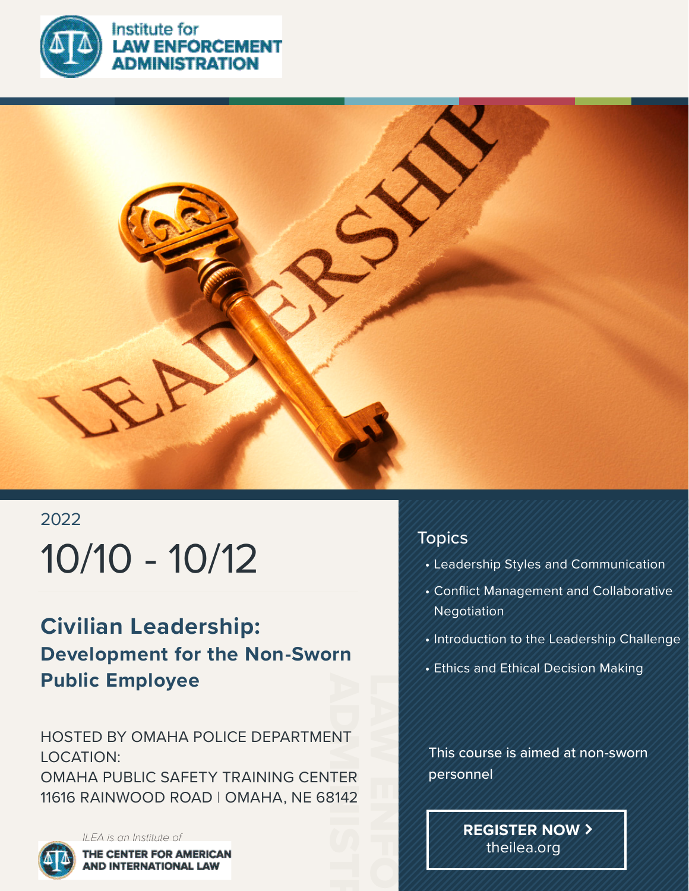Institute for
**LAW ENFORCEMENT ADMINISTRATION**

2022

# 10/10 - 10/12

## Civilian Leadership:
### Development for the Non-Sworn Public Employee

HOSTED BY OMAHA POLICE DEPARTMENT
LOCATION:
OMAHA PUBLIC SAFETY TRAINING CENTER
11616 RAINWOOD ROAD | OMAHA, NE 68142

*ILEA is an Institute of*
**THE CENTER FOR AMERICAN AND INTERNATIONAL LAW**

### Topics

- Leadership Styles and Communication
- Conflict Management and Collaborative Negotiation
- Introduction to the Leadership Challenge
- Ethics and Ethical Decision Making

This course is aimed at non-sworn personnel

**REGISTER NOW >**
theilea.org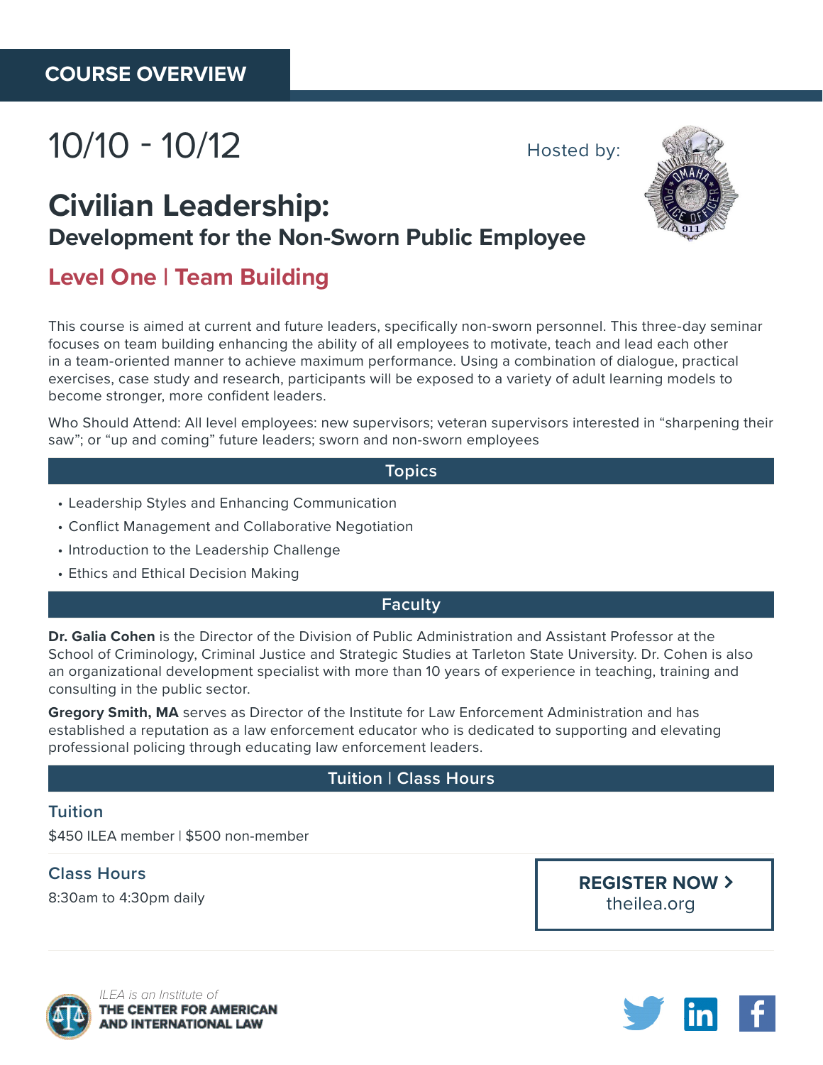## COURSE OVERVIEW

# 10/10 - 10/12

Hosted by:

# Civilian Leadership:

## Development for the Non-Sworn Public Employee

### Level One | Team Building

This course is aimed at current and future leaders, specifically non-sworn personnel. This three-day seminar focuses on team building enhancing the ability of all employees to motivate, teach and lead each other in a team-oriented manner to achieve maximum performance. Using a combination of dialogue, practical exercises, case study and research, participants will be exposed to a variety of adult learning models to become stronger, more confident leaders.

Who Should Attend: All level employees: new supervisors; veteran supervisors interested in "sharpening their saw"; or "up and coming" future leaders; sworn and non-sworn employees

### Topics

- Leadership Styles and Enhancing Communication
- Conflict Management and Collaborative Negotiation
- Introduction to the Leadership Challenge
- Ethics and Ethical Decision Making

### Faculty

**Dr. Galia Cohen** is the Director of the Division of Public Administration and Assistant Professor at the School of Criminology, Criminal Justice and Strategic Studies at Tarleton State University. Dr. Cohen is also an organizational development specialist with more than 10 years of experience in teaching, training and consulting in the public sector.

**Gregory Smith, MA** serves as Director of the Institute for Law Enforcement Administration and has established a reputation as a law enforcement educator who is dedicated to supporting and elevating professional policing through educating law enforcement leaders.

### Tuition | Class Hours

#### Tuition

$450 ILEA member | $500 non-member

#### Class Hours

8:30am to 4:30pm daily

**REGISTER NOW >**
theilea.org

*ILEA is an Institute of*
**THE CENTER FOR AMERICAN AND INTERNATIONAL LAW**